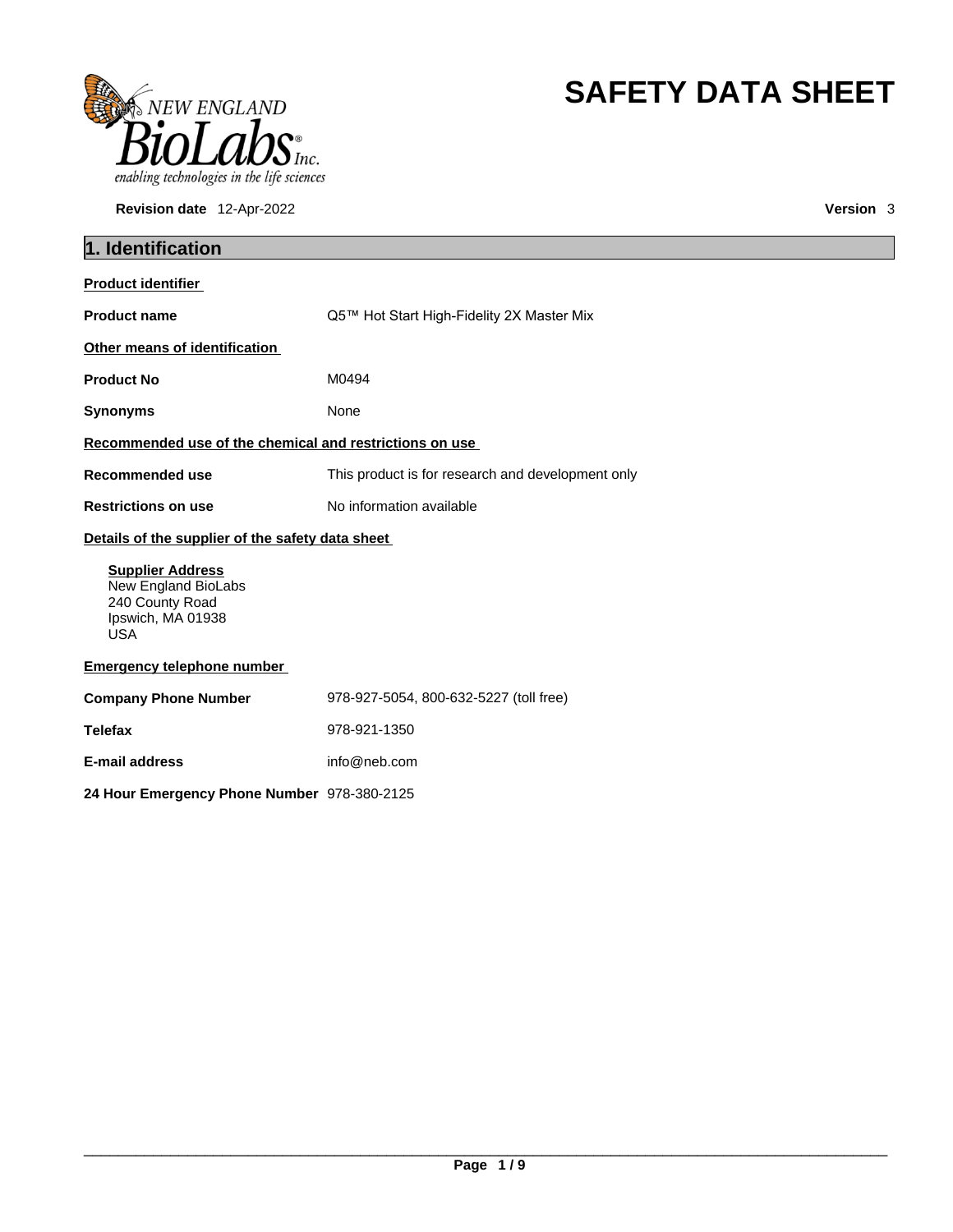NEW ENGLAND BioLabs® Inc.
enabling technologies in the life sciences

# SAFETY DATA SHEET

**Revision date** 12-Apr-2022 **Version** 3

## 1. Identification

**Product identifier**

**Product name** Q5™ Hot Start High-Fidelity 2X Master Mix

**Other means of identification**

**Product No** M0494

**Synonyms** None

**Recommended use of the chemical and restrictions on use**

**Recommended use** This product is for research and development only

**Restrictions on use** No information available

**Details of the supplier of the safety data sheet**

**Supplier Address**
New England BioLabs
240 County Road
Ipswich, MA 01938
USA

**Emergency telephone number**

**Company Phone Number** 978-927-5054, 800-632-5227 (toll free)

**Telefax** 978-921-1350

**E-mail address** info@neb.com

**24 Hour Emergency Phone Number** 978-380-2125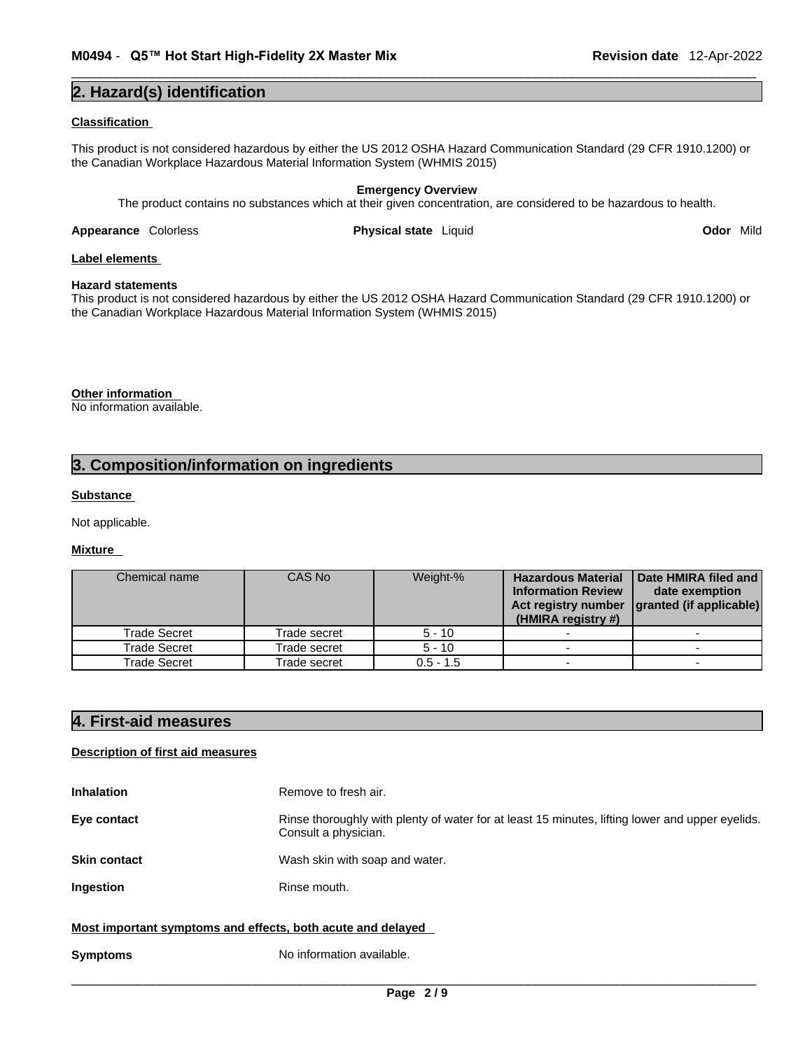## 2. Hazard(s) identification

**Classification**

This product is not considered hazardous by either the US 2012 OSHA Hazard Communication Standard (29 CFR 1910.1200) or the Canadian Workplace Hazardous Material Information System (WHMIS 2015)

**Emergency Overview**

The product contains no substances which at their given concentration, are considered to be hazardous to health.

**Appearance** Colorless **Physical state** Liquid **Odor** Mild

**Label elements**

**Hazard statements**

This product is not considered hazardous by either the US 2012 OSHA Hazard Communication Standard (29 CFR 1910.1200) or the Canadian Workplace Hazardous Material Information System (WHMIS 2015)

**Other information**

No information available.

## 3. Composition/information on ingredients

**Substance**

Not applicable.

**Mixture**

| Chemical name | CAS No | Weight-% | Hazardous Material Information Review Act registry number (HMIRA registry #) | Date HMIRA filed and date exemption granted (if applicable) |
|---|---|---|---|---|
| Trade Secret | Trade secret | 5 - 10 | - | - |
| Trade Secret | Trade secret | 5 - 10 | - | - |
| Trade Secret | Trade secret | 0.5 - 1.5 | - | - |

## 4. First-aid measures

**Description of first aid measures**

**Inhalation** Remove to fresh air.

**Eye contact** Rinse thoroughly with plenty of water for at least 15 minutes, lifting lower and upper eyelids. Consult a physician.

**Skin contact** Wash skin with soap and water.

**Ingestion** Rinse mouth.

**Most important symptoms and effects, both acute and delayed**

**Symptoms** No information available.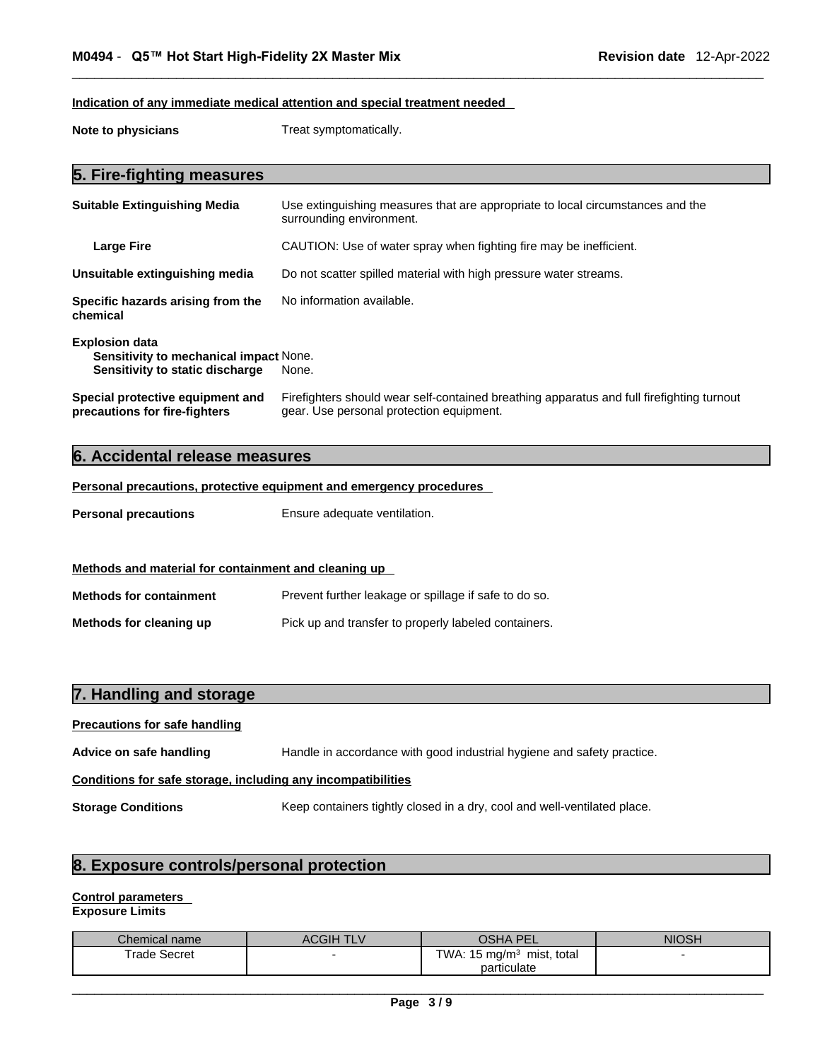**Indication of any immediate medical attention and special treatment needed**

**Note to physicians** Treat symptomatically.

## 5. Fire-fighting measures

**Suitable Extinguishing Media** Use extinguishing measures that are appropriate to local circumstances and the surrounding environment.

**Large Fire** CAUTION: Use of water spray when fighting fire may be inefficient.

**Unsuitable extinguishing media** Do not scatter spilled material with high pressure water streams.

**Specific hazards arising from the chemical** No information available.

**Explosion data**
**Sensitivity to mechanical impact** None.
**Sensitivity to static discharge** None.

**Special protective equipment and precautions for fire-fighters** Firefighters should wear self-contained breathing apparatus and full firefighting turnout gear. Use personal protection equipment.

## 6. Accidental release measures

**Personal precautions, protective equipment and emergency procedures**

**Personal precautions** Ensure adequate ventilation.

**Methods and material for containment and cleaning up**

**Methods for containment** Prevent further leakage or spillage if safe to do so.

**Methods for cleaning up** Pick up and transfer to properly labeled containers.

## 7. Handling and storage

**Precautions for safe handling**

**Advice on safe handling** Handle in accordance with good industrial hygiene and safety practice.

**Conditions for safe storage, including any incompatibilities**

**Storage Conditions** Keep containers tightly closed in a dry, cool and well-ventilated place.

## 8. Exposure controls/personal protection

**Control parameters**
**Exposure Limits**

| Chemical name | ACGIH TLV | OSHA PEL | NIOSH |
|---|---|---|---|
| Trade Secret | - | TWA: 15 mg/m$^3$ mist, total particulate | - |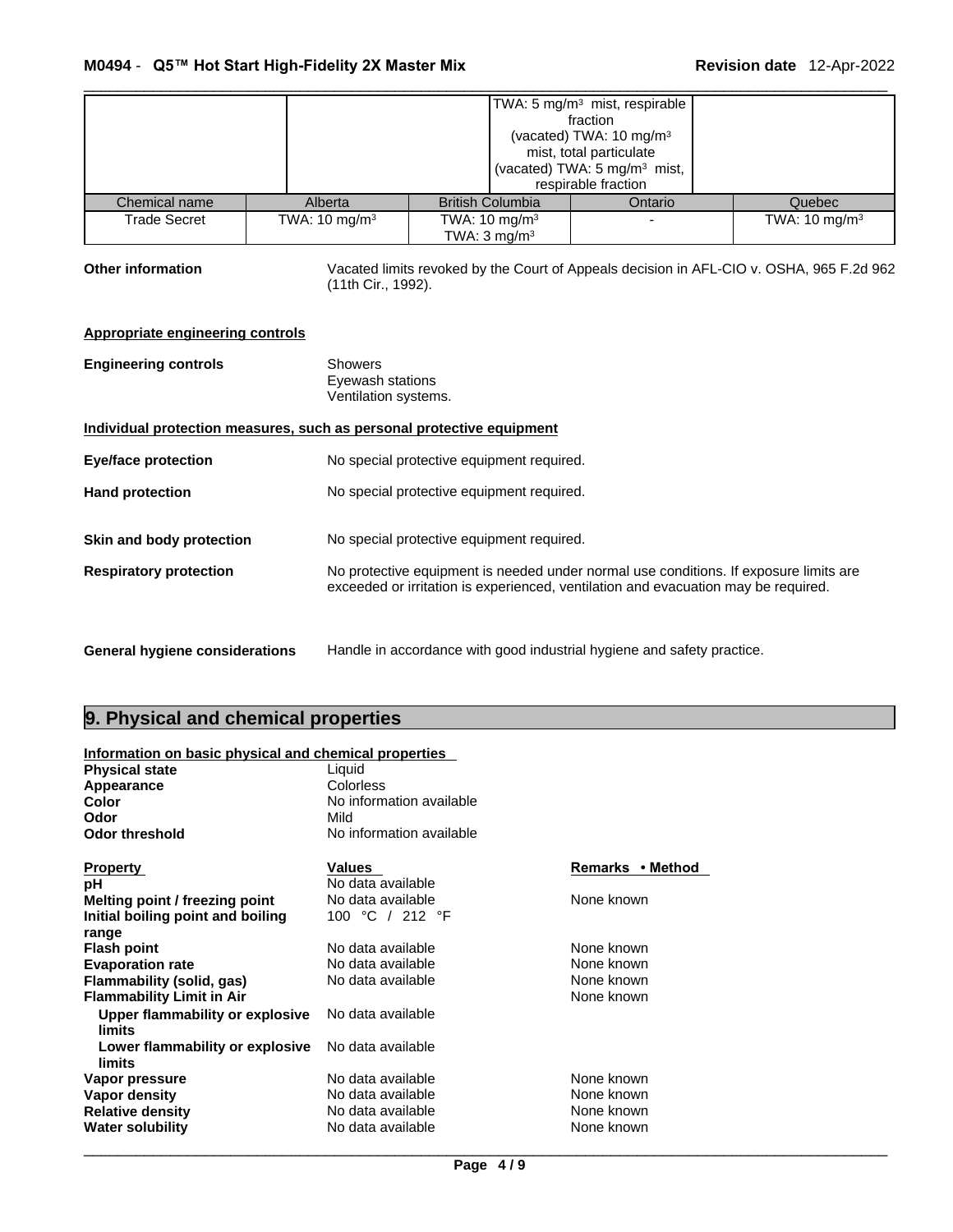| | | TWA: 5 mg/m³ mist, respirable fraction (vacated) TWA: 10 mg/m³ mist, total particulate (vacated) TWA: 5 mg/m³ mist, respirable fraction | |
|---|---|---|---|

| Chemical name | Alberta | British Columbia | Ontario | Quebec |
|---|---|---|---|---|
| Trade Secret | TWA: 10 mg/m³ | TWA: 10 mg/m³ TWA: 3 mg/m³ | - | TWA: 10 mg/m³ |

**Other information** Vacated limits revoked by the Court of Appeals decision in AFL-CIO v. OSHA, 965 F.2d 962 (11th Cir., 1992).

**Appropriate engineering controls**

**Engineering controls** Showers
Eyewash stations
Ventilation systems.

**Individual protection measures, such as personal protective equipment**

**Eye/face protection** No special protective equipment required.

**Hand protection** No special protective equipment required.

**Skin and body protection** No special protective equipment required.

**Respiratory protection** No protective equipment is needed under normal use conditions. If exposure limits are exceeded or irritation is experienced, ventilation and evacuation may be required.

**General hygiene considerations** Handle in accordance with good industrial hygiene and safety practice.

## 9. Physical and chemical properties

**Information on basic physical and chemical properties**

| | | |
|---|---|---|
| **Physical state** | Liquid | |
| **Appearance** | Colorless | |
| **Color** | No information available | |
| **Odor** | Mild | |
| **Odor threshold** | No information available | |

| **Property** | **Values** | **Remarks • Method** |
|---|---|---|
| **pH** | No data available | |
| **Melting point / freezing point** | No data available | None known |
| **Initial boiling point and boiling range** | 100 °C / 212 °F | |
| **Flash point** | No data available | None known |
| **Evaporation rate** | No data available | None known |
| **Flammability (solid, gas)** | No data available | None known |
| **Flammability Limit in Air** | | None known |
| **Upper flammability or explosive limits** | No data available | |
| **Lower flammability or explosive limits** | No data available | |
| **Vapor pressure** | No data available | None known |
| **Vapor density** | No data available | None known |
| **Relative density** | No data available | None known |
| **Water solubility** | No data available | None known |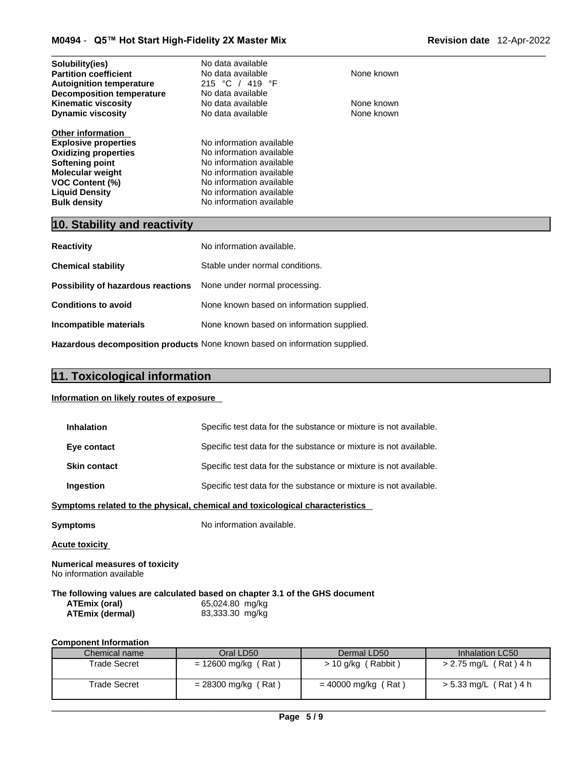| | | |
|---|---|---|
| **Solubility(ies)** | No data available | |
| **Partition coefficient** | No data available | None known |
| **Autoignition temperature** | 215 °C / 419 °F | |
| **Decomposition temperature** | No data available | |
| **Kinematic viscosity** | No data available | None known |
| **Dynamic viscosity** | No data available | None known |

**Other information**

| | |
|---|---|
| **Explosive properties** | No information available |
| **Oxidizing properties** | No information available |
| **Softening point** | No information available |
| **Molecular weight** | No information available |
| **VOC Content (%)** | No information available |
| **Liquid Density** | No information available |
| **Bulk density** | No information available |

## 10. Stability and reactivity

**Reactivity**: No information available.

**Chemical stability**: Stable under normal conditions.

**Possibility of hazardous reactions**: None under normal processing.

**Conditions to avoid**: None known based on information supplied.

**Incompatible materials**: None known based on information supplied.

**Hazardous decomposition products**: None known based on information supplied.

## 11. Toxicological information

**Information on likely routes of exposure**

**Inhalation**: Specific test data for the substance or mixture is not available.

**Eye contact**: Specific test data for the substance or mixture is not available.

**Skin contact**: Specific test data for the substance or mixture is not available.

**Ingestion**: Specific test data for the substance or mixture is not available.

**Symptoms related to the physical, chemical and toxicological characteristics**

**Symptoms**: No information available.

**Acute toxicity**

**Numerical measures of toxicity**
No information available

**The following values are calculated based on chapter 3.1 of the GHS document**

| | |
|---|---|
| **ATEmix (oral)** | 65,024.80 mg/kg |
| **ATEmix (dermal)** | 83,333.30 mg/kg |

**Component Information**

| Chemical name | Oral LD50 | Dermal LD50 | Inhalation LC50 |
|---|---|---|---|
| Trade Secret | = 12600 mg/kg ( Rat ) | > 10 g/kg ( Rabbit ) | > 2.75 mg/L ( Rat ) 4 h |
| Trade Secret | = 28300 mg/kg ( Rat ) | = 40000 mg/kg ( Rat ) | > 5.33 mg/L ( Rat ) 4 h |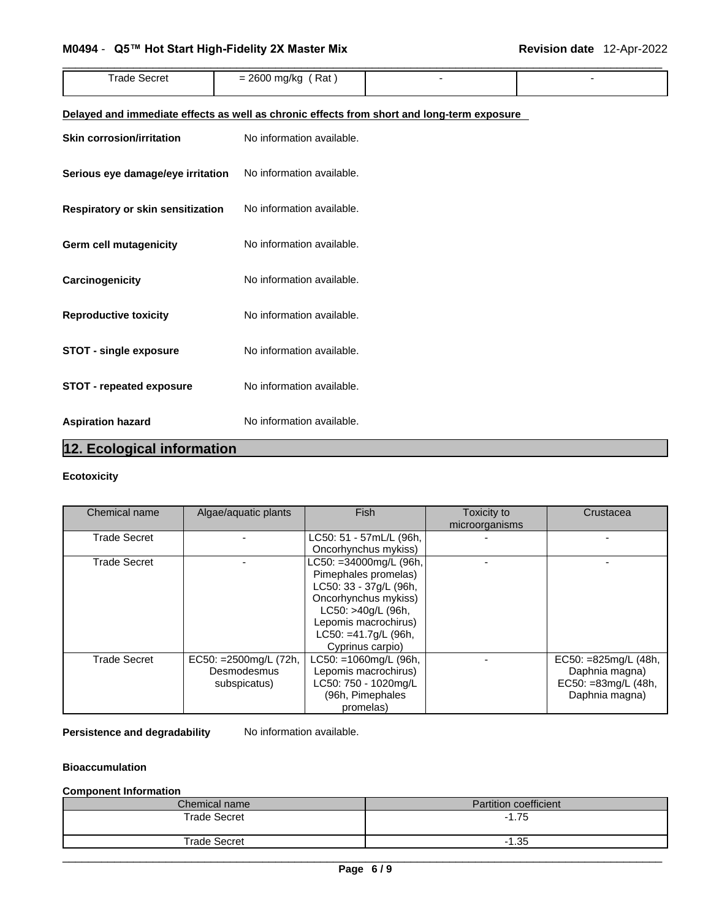| Trade Secret | = 2600 mg/kg ( Rat ) | - | - |
|---|---|---|---|

**Delayed and immediate effects as well as chronic effects from short and long-term exposure**

**Skin corrosion/irritation** No information available.

**Serious eye damage/eye irritation** No information available.

**Respiratory or skin sensitization** No information available.

**Germ cell mutagenicity** No information available.

**Carcinogenicity** No information available.

**Reproductive toxicity** No information available.

**STOT - single exposure** No information available.

**STOT - repeated exposure** No information available.

**Aspiration hazard** No information available.

## 12. Ecological information

**Ecotoxicity**

| Chemical name | Algae/aquatic plants | Fish | Toxicity to microorganisms | Crustacea |
|---|---|---|---|---|
| Trade Secret | - | LC50: 51 - 57mL/L (96h, Oncorhynchus mykiss) | - | - |
| Trade Secret | - | LC50: =34000mg/L (96h, Pimephales promelas) LC50: 33 - 37g/L (96h, Oncorhynchus mykiss) LC50: >40g/L (96h, Lepomis macrochirus) LC50: =41.7g/L (96h, Cyprinus carpio) | - | - |
| Trade Secret | EC50: =2500mg/L (72h, Desmodesmus subspicatus) | LC50: =1060mg/L (96h, Lepomis macrochirus) LC50: 750 - 1020mg/L (96h, Pimephales promelas) | - | EC50: =825mg/L (48h, Daphnia magna) EC50: =83mg/L (48h, Daphnia magna) |

**Persistence and degradability** No information available.

**Bioaccumulation**

**Component Information**

| Chemical name | Partition coefficient |
|---|---|
| Trade Secret | -1.75 |
| Trade Secret | -1.35 |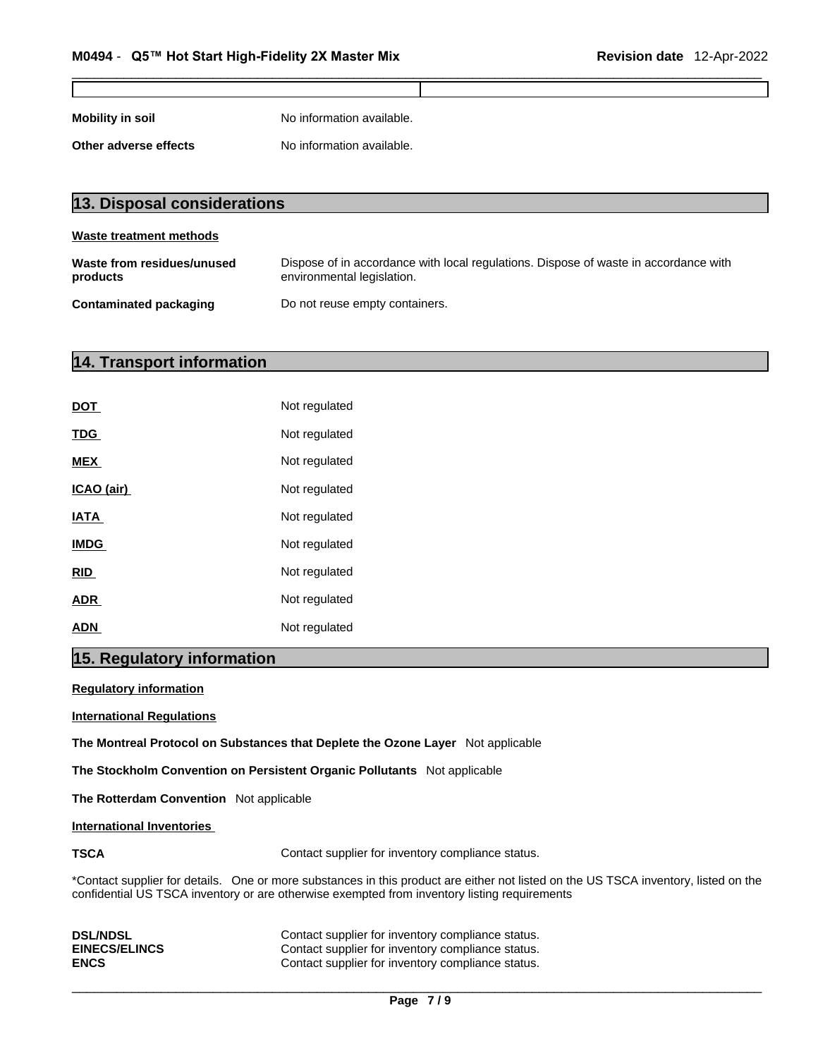| | |
|---|---|

**Mobility in soil** No information available.

**Other adverse effects** No information available.

## 13. Disposal considerations

**Waste treatment methods**

**Waste from residues/unused products** Dispose of in accordance with local regulations. Dispose of waste in accordance with environmental legislation.

**Contaminated packaging** Do not reuse empty containers.

## 14. Transport information

| | |
|---|---|
| **DOT** | Not regulated |
| **TDG** | Not regulated |
| **MEX** | Not regulated |
| **ICAO (air)** | Not regulated |
| **IATA** | Not regulated |
| **IMDG** | Not regulated |
| **RID** | Not regulated |
| **ADR** | Not regulated |
| **ADN** | Not regulated |

## 15. Regulatory information

**Regulatory information**

**International Regulations**

**The Montreal Protocol on Substances that Deplete the Ozone Layer** Not applicable

**The Stockholm Convention on Persistent Organic Pollutants** Not applicable

**The Rotterdam Convention** Not applicable

**International Inventories**

**TSCA** Contact supplier for inventory compliance status.

*Contact supplier for details. One or more substances in this product are either not listed on the US TSCA inventory, listed on the confidential US TSCA inventory or are otherwise exempted from inventory listing requirements

| | |
|---|---|
| **DSL/NDSL** | Contact supplier for inventory compliance status. |
| **EINECS/ELINCS** | Contact supplier for inventory compliance status. |
| **ENCS** | Contact supplier for inventory compliance status. |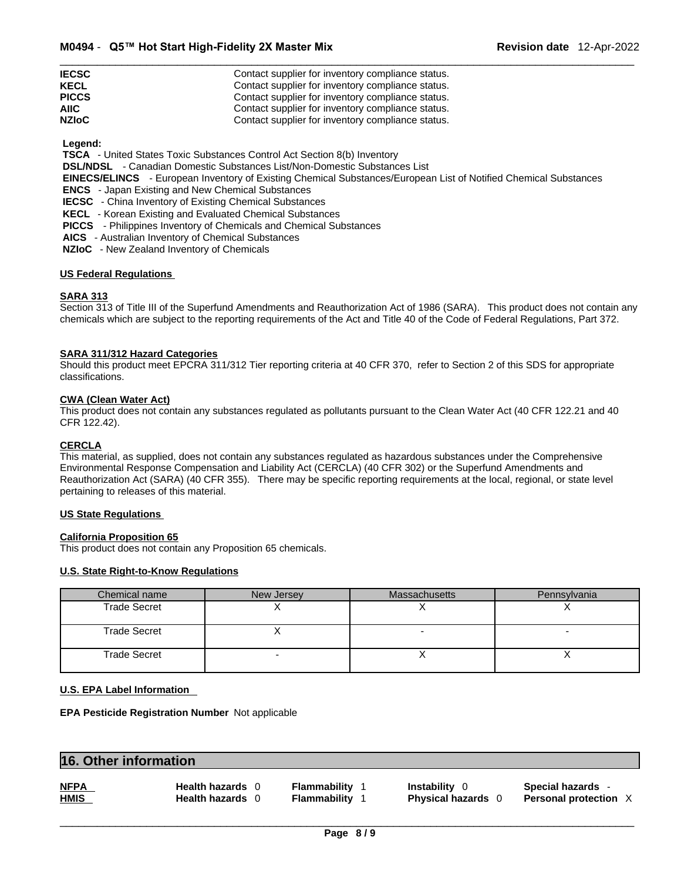| | |
|---|---|
| **IECSC** | Contact supplier for inventory compliance status. |
| **KECL** | Contact supplier for inventory compliance status. |
| **PICCS** | Contact supplier for inventory compliance status. |
| **AIIC** | Contact supplier for inventory compliance status. |
| **NZIoC** | Contact supplier for inventory compliance status. |

**Legend:**

**TSCA** - United States Toxic Substances Control Act Section 8(b) Inventory
**DSL/NDSL** - Canadian Domestic Substances List/Non-Domestic Substances List
**EINECS/ELINCS** - European Inventory of Existing Chemical Substances/European List of Notified Chemical Substances
**ENCS** - Japan Existing and New Chemical Substances
**IECSC** - China Inventory of Existing Chemical Substances
**KECL** - Korean Existing and Evaluated Chemical Substances
**PICCS** - Philippines Inventory of Chemicals and Chemical Substances
**AICS** - Australian Inventory of Chemical Substances
**NZIoC** - New Zealand Inventory of Chemicals

**US Federal Regulations**

**SARA 313**

Section 313 of Title III of the Superfund Amendments and Reauthorization Act of 1986 (SARA). This product does not contain any chemicals which are subject to the reporting requirements of the Act and Title 40 of the Code of Federal Regulations, Part 372.

**SARA 311/312 Hazard Categories**

Should this product meet EPCRA 311/312 Tier reporting criteria at 40 CFR 370, refer to Section 2 of this SDS for appropriate classifications.

**CWA (Clean Water Act)**

This product does not contain any substances regulated as pollutants pursuant to the Clean Water Act (40 CFR 122.21 and 40 CFR 122.42).

**CERCLA**

This material, as supplied, does not contain any substances regulated as hazardous substances under the Comprehensive Environmental Response Compensation and Liability Act (CERCLA) (40 CFR 302) or the Superfund Amendments and Reauthorization Act (SARA) (40 CFR 355). There may be specific reporting requirements at the local, regional, or state level pertaining to releases of this material.

**US State Regulations**

**California Proposition 65**

This product does not contain any Proposition 65 chemicals.

**U.S. State Right-to-Know Regulations**

| Chemical name | New Jersey | Massachusetts | Pennsylvania |
|---|---|---|---|
| Trade Secret | X | X | X |
| Trade Secret | X | - | - |
| Trade Secret | - | X | X |

**U.S. EPA Label Information**

**EPA Pesticide Registration Number** Not applicable

## 16. Other information

| | | | | |
|---|---|---|---|---|
| **NFPA** | **Health hazards** 0 | **Flammability** 1 | **Instability** 0 | **Special hazards** - |
| **HMIS** | **Health hazards** 0 | **Flammability** 1 | **Physical hazards** 0 | **Personal protection** X |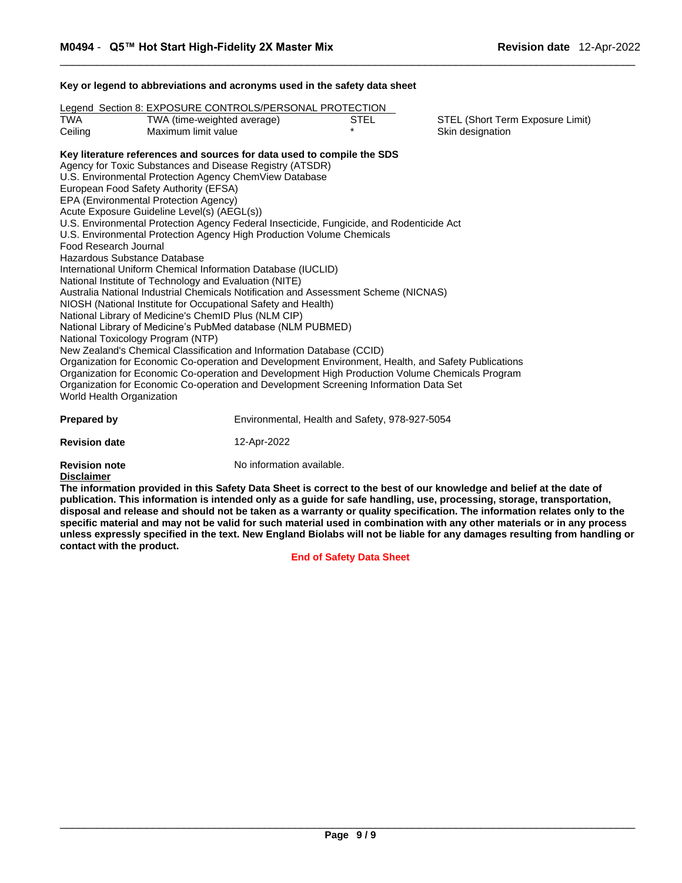**Key or legend to abbreviations and acronyms used in the safety data sheet**

| Legend Section 8: EXPOSURE CONTROLS/PERSONAL PROTECTION | | | |
|---|---|---|---|
| TWA | TWA (time-weighted average) | STEL | STEL (Short Term Exposure Limit) |
| Ceiling | Maximum limit value | * | Skin designation |

**Key literature references and sources for data used to compile the SDS**

Agency for Toxic Substances and Disease Registry (ATSDR)
U.S. Environmental Protection Agency ChemView Database
European Food Safety Authority (EFSA)
EPA (Environmental Protection Agency)
Acute Exposure Guideline Level(s) (AEGL(s))
U.S. Environmental Protection Agency Federal Insecticide, Fungicide, and Rodenticide Act
U.S. Environmental Protection Agency High Production Volume Chemicals
Food Research Journal
Hazardous Substance Database
International Uniform Chemical Information Database (IUCLID)
National Institute of Technology and Evaluation (NITE)
Australia National Industrial Chemicals Notification and Assessment Scheme (NICNAS)
NIOSH (National Institute for Occupational Safety and Health)
National Library of Medicine's ChemID Plus (NLM CIP)
National Library of Medicine's PubMed database (NLM PUBMED)
National Toxicology Program (NTP)
New Zealand's Chemical Classification and Information Database (CCID)
Organization for Economic Co-operation and Development Environment, Health, and Safety Publications
Organization for Economic Co-operation and Development High Production Volume Chemicals Program
Organization for Economic Co-operation and Development Screening Information Data Set
World Health Organization

**Prepared by** Environmental, Health and Safety, 978-927-5054

**Revision date** 12-Apr-2022

**Revision note** No information available.

**Disclaimer**

**The information provided in this Safety Data Sheet is correct to the best of our knowledge and belief at the date of publication. This information is intended only as a guide for safe handling, use, processing, storage, transportation, disposal and release and should not be taken as a warranty or quality specification. The information relates only to the specific material and may not be valid for such material used in combination with any other materials or in any process unless expressly specified in the text. New England Biolabs will not be liable for any damages resulting from handling or contact with the product.**

**End of Safety Data Sheet**